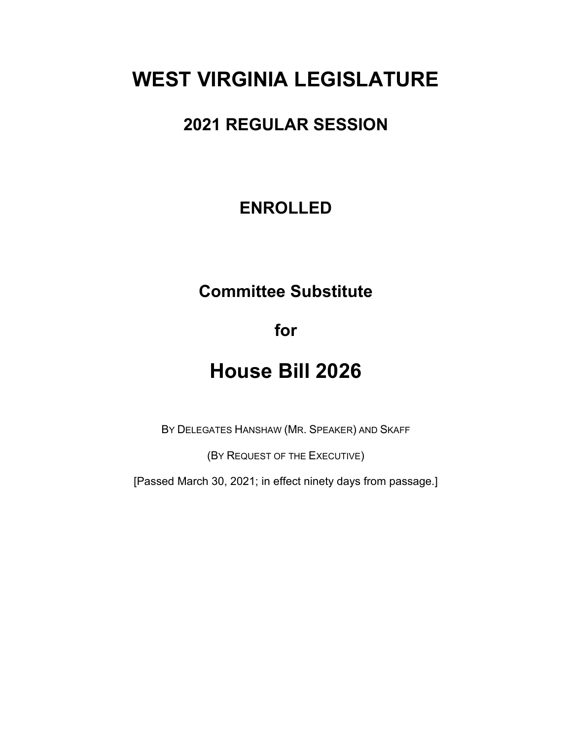# WEST VIRGINIA LEGISLATURE

## 2021 REGULAR SESSION

## ENROLLED

## Committee Substitute

## for

# House Bill 2026

BY DELEGATES HANSHAW (MR. SPEAKER) AND SKAFF

(BY REQUEST OF THE EXECUTIVE)

[Passed March 30, 2021; in effect ninety days from passage.]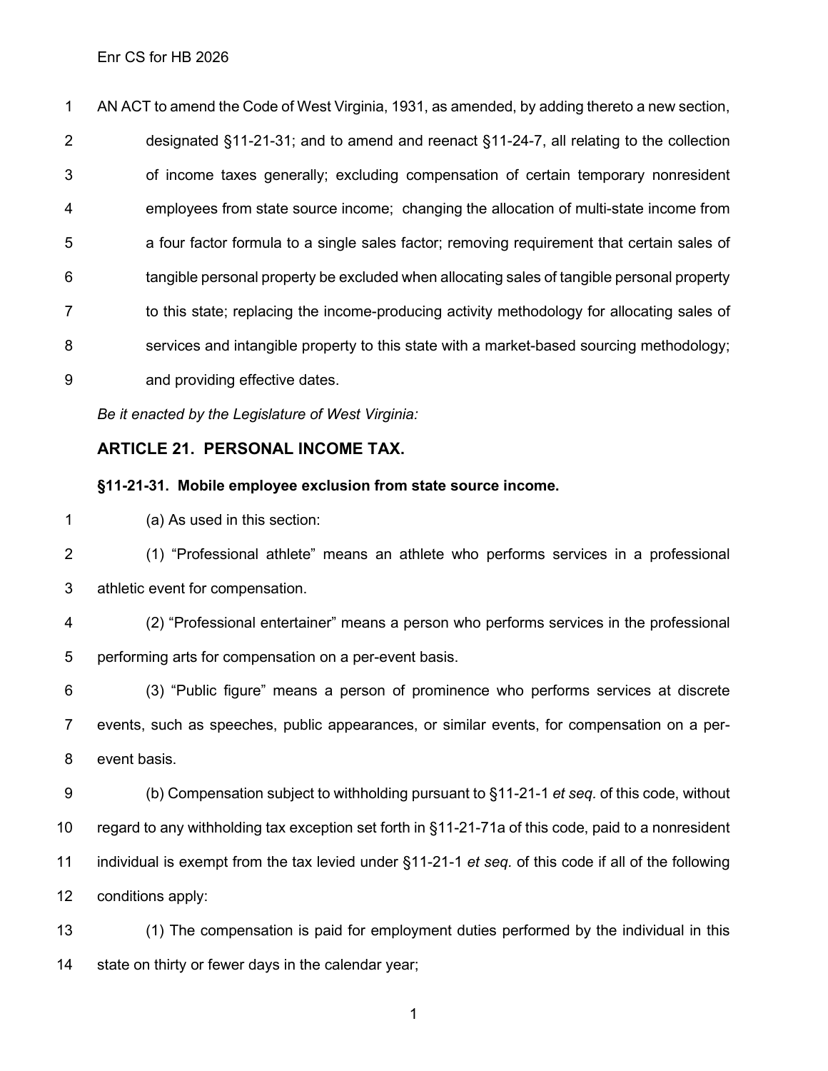Enr CS for HB 2026

AN ACT to amend the Code of West Virginia, 1931, as amended, by adding thereto a new section, designated §11-21-31; and to amend and reenact §11-24-7, all relating to the collection of income taxes generally; excluding compensation of certain temporary nonresident employees from state source income; changing the allocation of multi-state income from a four factor formula to a single sales factor; removing requirement that certain sales of tangible personal property be excluded when allocating sales of tangible personal property to this state; replacing the income-producing activity methodology for allocating sales of services and intangible property to this state with a market-based sourcing methodology; and providing effective dates.

*Be it enacted by the Legislature of West Virginia:*

## ARTICLE 21. PERSONAL INCOME TAX.

### §11-21-31. Mobile employee exclusion from state source income.

(a) As used in this section:

(1) "Professional athlete" means an athlete who performs services in a professional athletic event for compensation.

(2) "Professional entertainer" means a person who performs services in the professional performing arts for compensation on a per-event basis.

(3) "Public figure" means a person of prominence who performs services at discrete events, such as speeches, public appearances, or similar events, for compensation on a per-event basis.

(b) Compensation subject to withholding pursuant to §11-21-1 *et seq.* of this code, without regard to any withholding tax exception set forth in §11-21-71a of this code, paid to a nonresident individual is exempt from the tax levied under §11-21-1 *et seq.* of this code if all of the following conditions apply:

(1) The compensation is paid for employment duties performed by the individual in this state on thirty or fewer days in the calendar year;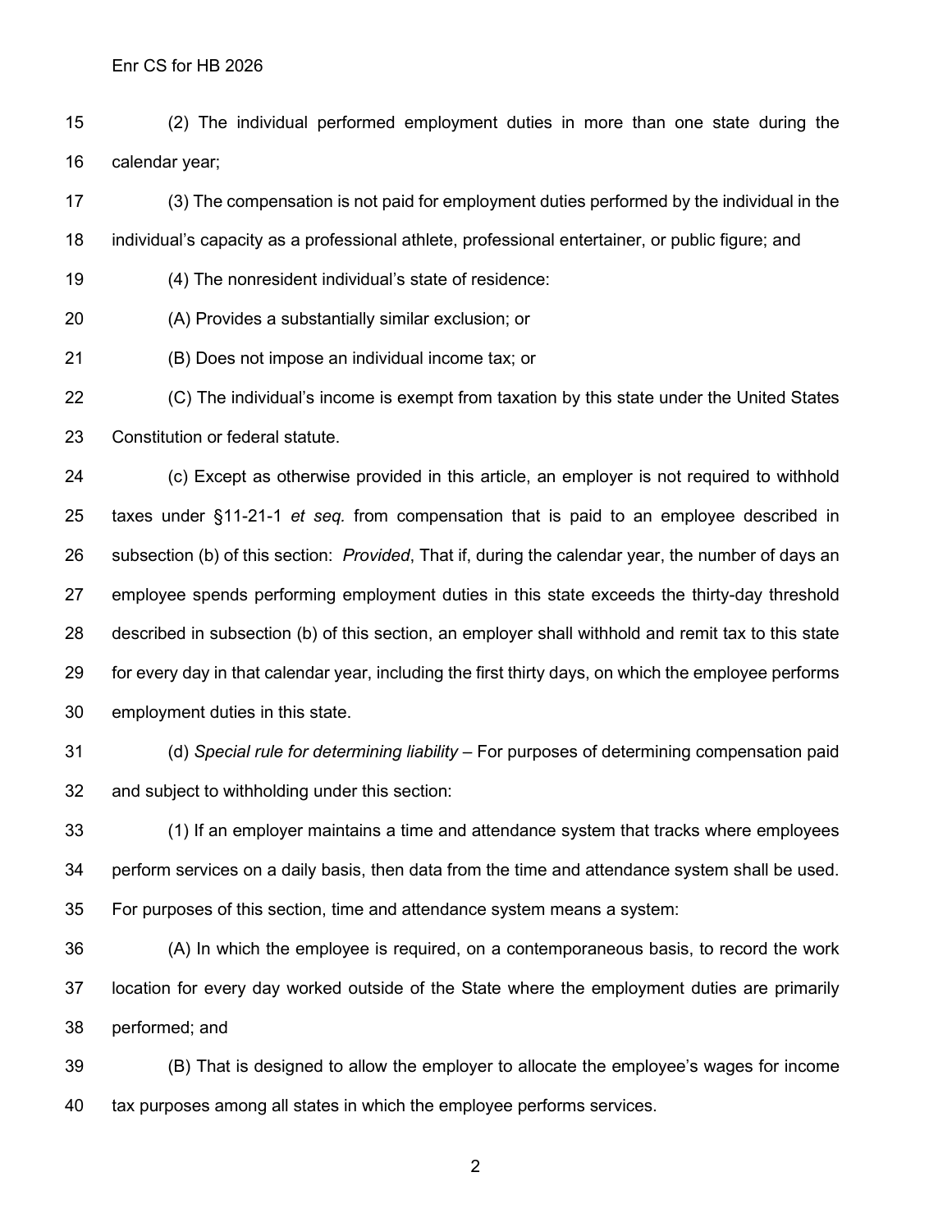(2) The individual performed employment duties in more than one state during the calendar year;

(3) The compensation is not paid for employment duties performed by the individual in the individual's capacity as a professional athlete, professional entertainer, or public figure; and

(4) The nonresident individual's state of residence:

(A) Provides a substantially similar exclusion; or

(B) Does not impose an individual income tax; or

(C) The individual's income is exempt from taxation by this state under the United States Constitution or federal statute.

(c) Except as otherwise provided in this article, an employer is not required to withhold taxes under §11-21-1 *et seq.* from compensation that is paid to an employee described in subsection (b) of this section: *Provided*, That if, during the calendar year, the number of days an employee spends performing employment duties in this state exceeds the thirty-day threshold described in subsection (b) of this section, an employer shall withhold and remit tax to this state for every day in that calendar year, including the first thirty days, on which the employee performs employment duties in this state.

(d) *Special rule for determining liability* – For purposes of determining compensation paid and subject to withholding under this section:

(1) If an employer maintains a time and attendance system that tracks where employees perform services on a daily basis, then data from the time and attendance system shall be used. For purposes of this section, time and attendance system means a system:

(A) In which the employee is required, on a contemporaneous basis, to record the work location for every day worked outside of the State where the employment duties are primarily performed; and

(B) That is designed to allow the employer to allocate the employee's wages for income tax purposes among all states in which the employee performs services.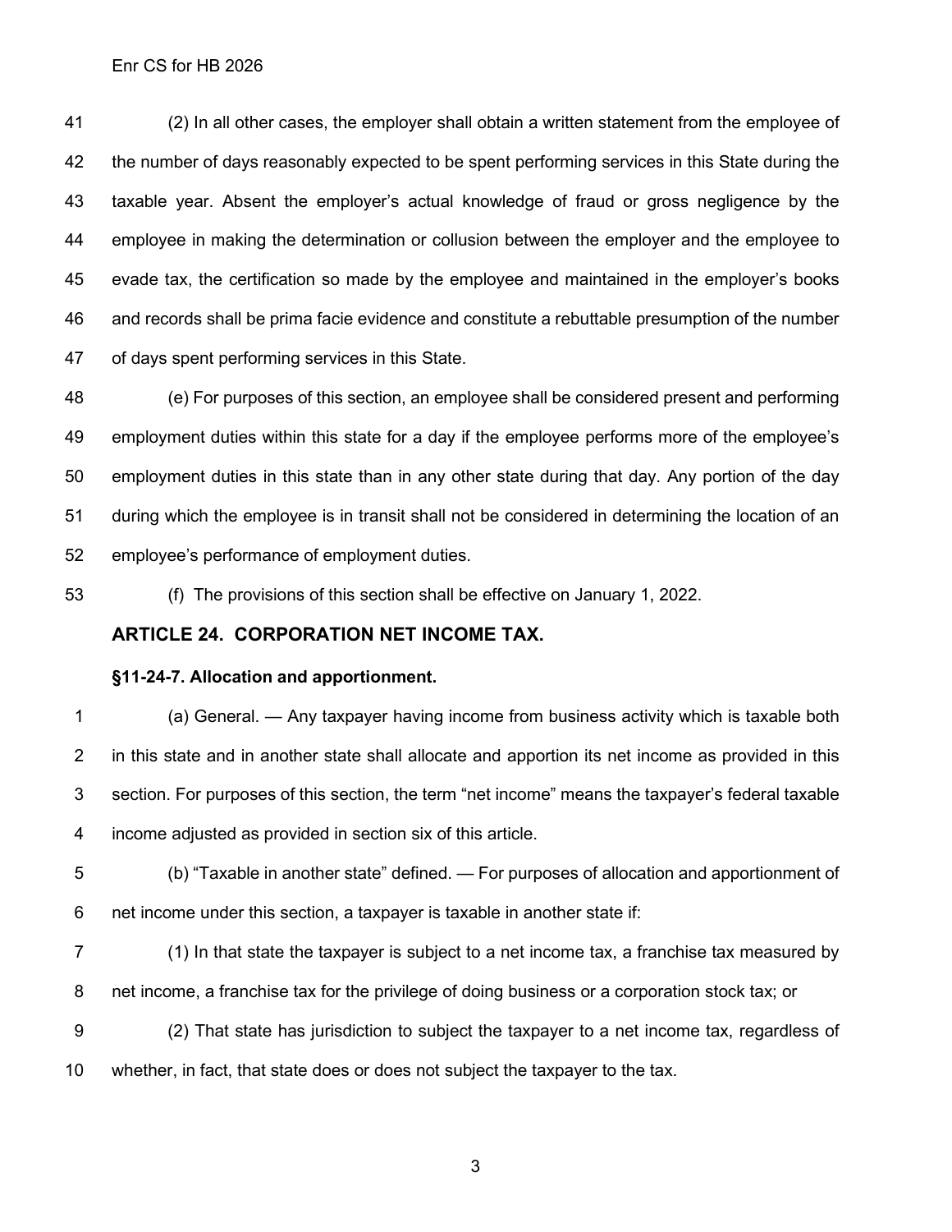(2) In all other cases, the employer shall obtain a written statement from the employee of the number of days reasonably expected to be spent performing services in this State during the taxable year. Absent the employer's actual knowledge of fraud or gross negligence by the employee in making the determination or collusion between the employer and the employee to evade tax, the certification so made by the employee and maintained in the employer's books and records shall be prima facie evidence and constitute a rebuttable presumption of the number of days spent performing services in this State.

(e) For purposes of this section, an employee shall be considered present and performing employment duties within this state for a day if the employee performs more of the employee's employment duties in this state than in any other state during that day. Any portion of the day during which the employee is in transit shall not be considered in determining the location of an employee's performance of employment duties.

(f) The provisions of this section shall be effective on January 1, 2022.

## ARTICLE 24. CORPORATION NET INCOME TAX.

### §11-24-7. Allocation and apportionment.

(a) General. — Any taxpayer having income from business activity which is taxable both in this state and in another state shall allocate and apportion its net income as provided in this section. For purposes of this section, the term "net income" means the taxpayer's federal taxable income adjusted as provided in section six of this article.

(b) "Taxable in another state" defined. — For purposes of allocation and apportionment of net income under this section, a taxpayer is taxable in another state if:

(1) In that state the taxpayer is subject to a net income tax, a franchise tax measured by net income, a franchise tax for the privilege of doing business or a corporation stock tax; or

(2) That state has jurisdiction to subject the taxpayer to a net income tax, regardless of whether, in fact, that state does or does not subject the taxpayer to the tax.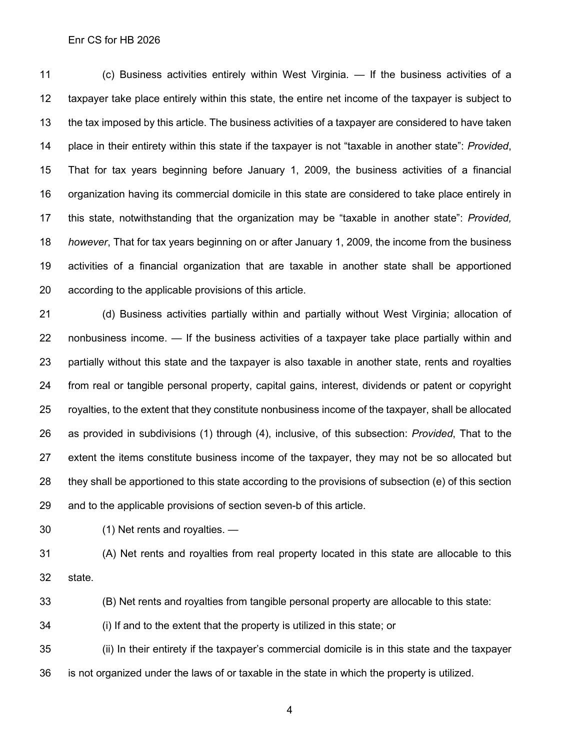(c) Business activities entirely within West Virginia. — If the business activities of a taxpayer take place entirely within this state, the entire net income of the taxpayer is subject to the tax imposed by this article. The business activities of a taxpayer are considered to have taken place in their entirety within this state if the taxpayer is not "taxable in another state": *Provided*, That for tax years beginning before January 1, 2009, the business activities of a financial organization having its commercial domicile in this state are considered to take place entirely in this state, notwithstanding that the organization may be "taxable in another state": *Provided, however*, That for tax years beginning on or after January 1, 2009, the income from the business activities of a financial organization that are taxable in another state shall be apportioned according to the applicable provisions of this article.

(d) Business activities partially within and partially without West Virginia; allocation of nonbusiness income. — If the business activities of a taxpayer take place partially within and partially without this state and the taxpayer is also taxable in another state, rents and royalties from real or tangible personal property, capital gains, interest, dividends or patent or copyright royalties, to the extent that they constitute nonbusiness income of the taxpayer, shall be allocated as provided in subdivisions (1) through (4), inclusive, of this subsection: *Provided*, That to the extent the items constitute business income of the taxpayer, they may not be so allocated but they shall be apportioned to this state according to the provisions of subsection (e) of this section and to the applicable provisions of section seven-b of this article.

(1) Net rents and royalties. —

(A) Net rents and royalties from real property located in this state are allocable to this state.

(B) Net rents and royalties from tangible personal property are allocable to this state:

(i) If and to the extent that the property is utilized in this state; or

(ii) In their entirety if the taxpayer's commercial domicile is in this state and the taxpayer is not organized under the laws of or taxable in the state in which the property is utilized.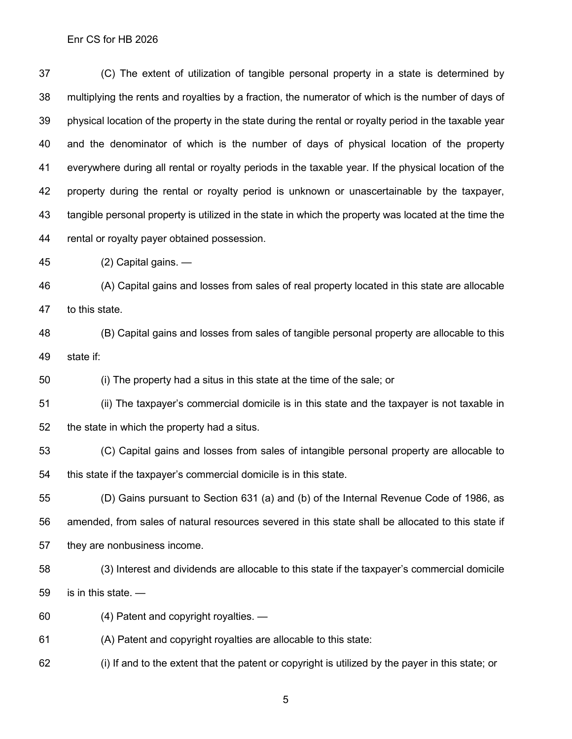(C) The extent of utilization of tangible personal property in a state is determined by multiplying the rents and royalties by a fraction, the numerator of which is the number of days of physical location of the property in the state during the rental or royalty period in the taxable year and the denominator of which is the number of days of physical location of the property everywhere during all rental or royalty periods in the taxable year. If the physical location of the property during the rental or royalty period is unknown or unascertainable by the taxpayer, tangible personal property is utilized in the state in which the property was located at the time the rental or royalty payer obtained possession.

(2) Capital gains. —

(A) Capital gains and losses from sales of real property located in this state are allocable to this state.

(B) Capital gains and losses from sales of tangible personal property are allocable to this state if:

(i) The property had a situs in this state at the time of the sale; or

(ii) The taxpayer's commercial domicile is in this state and the taxpayer is not taxable in the state in which the property had a situs.

(C) Capital gains and losses from sales of intangible personal property are allocable to this state if the taxpayer's commercial domicile is in this state.

(D) Gains pursuant to Section 631 (a) and (b) of the Internal Revenue Code of 1986, as amended, from sales of natural resources severed in this state shall be allocated to this state if they are nonbusiness income.

(3) Interest and dividends are allocable to this state if the taxpayer's commercial domicile is in this state. —

(4) Patent and copyright royalties. —

(A) Patent and copyright royalties are allocable to this state:

(i) If and to the extent that the patent or copyright is utilized by the payer in this state; or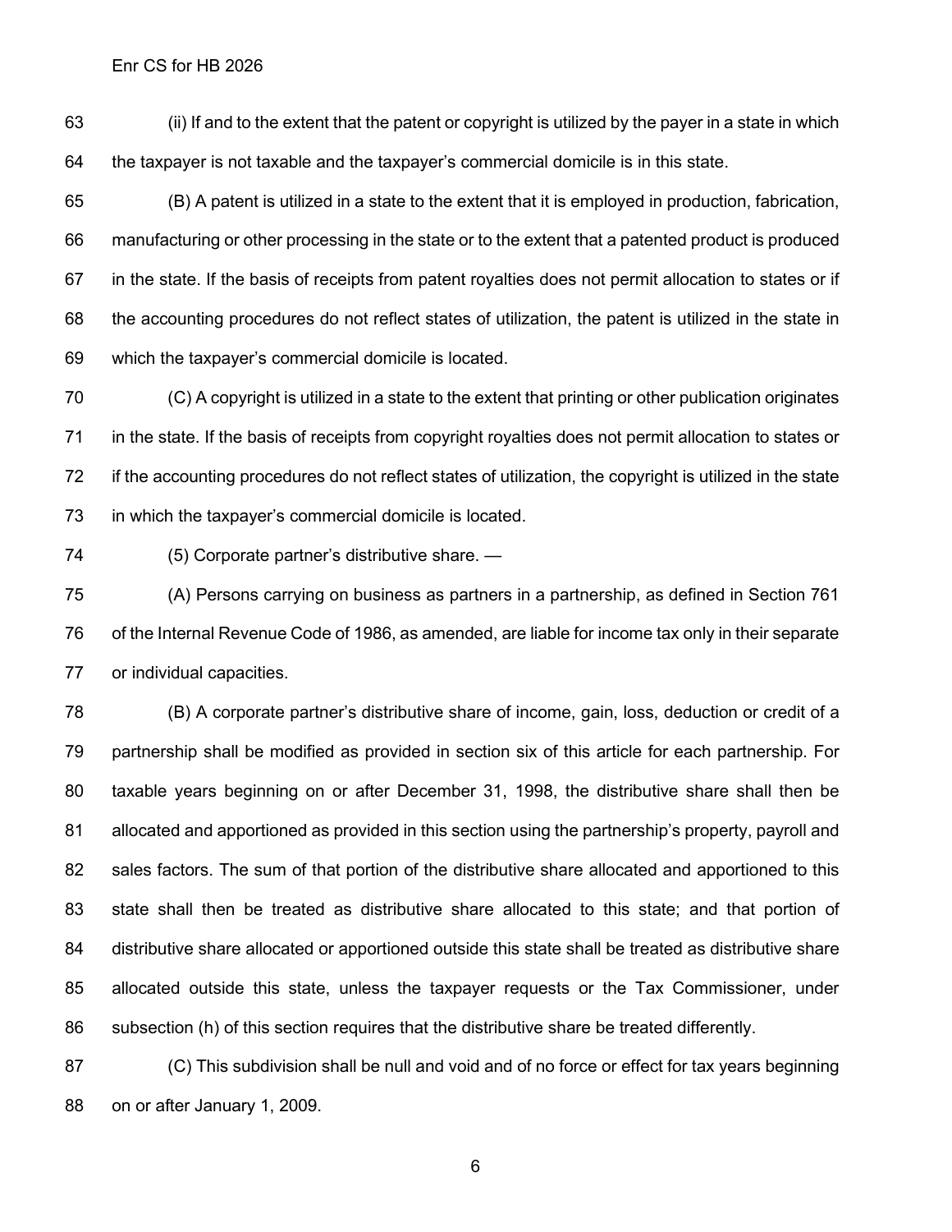(ii) If and to the extent that the patent or copyright is utilized by the payer in a state in which the taxpayer is not taxable and the taxpayer's commercial domicile is in this state.

(B) A patent is utilized in a state to the extent that it is employed in production, fabrication, manufacturing or other processing in the state or to the extent that a patented product is produced in the state. If the basis of receipts from patent royalties does not permit allocation to states or if the accounting procedures do not reflect states of utilization, the patent is utilized in the state in which the taxpayer's commercial domicile is located.

(C) A copyright is utilized in a state to the extent that printing or other publication originates in the state. If the basis of receipts from copyright royalties does not permit allocation to states or if the accounting procedures do not reflect states of utilization, the copyright is utilized in the state in which the taxpayer's commercial domicile is located.

(5) Corporate partner's distributive share. —

(A) Persons carrying on business as partners in a partnership, as defined in Section 761 of the Internal Revenue Code of 1986, as amended, are liable for income tax only in their separate or individual capacities.

(B) A corporate partner's distributive share of income, gain, loss, deduction or credit of a partnership shall be modified as provided in section six of this article for each partnership. For taxable years beginning on or after December 31, 1998, the distributive share shall then be allocated and apportioned as provided in this section using the partnership's property, payroll and sales factors. The sum of that portion of the distributive share allocated and apportioned to this state shall then be treated as distributive share allocated to this state; and that portion of distributive share allocated or apportioned outside this state shall be treated as distributive share allocated outside this state, unless the taxpayer requests or the Tax Commissioner, under subsection (h) of this section requires that the distributive share be treated differently.

(C) This subdivision shall be null and void and of no force or effect for tax years beginning on or after January 1, 2009.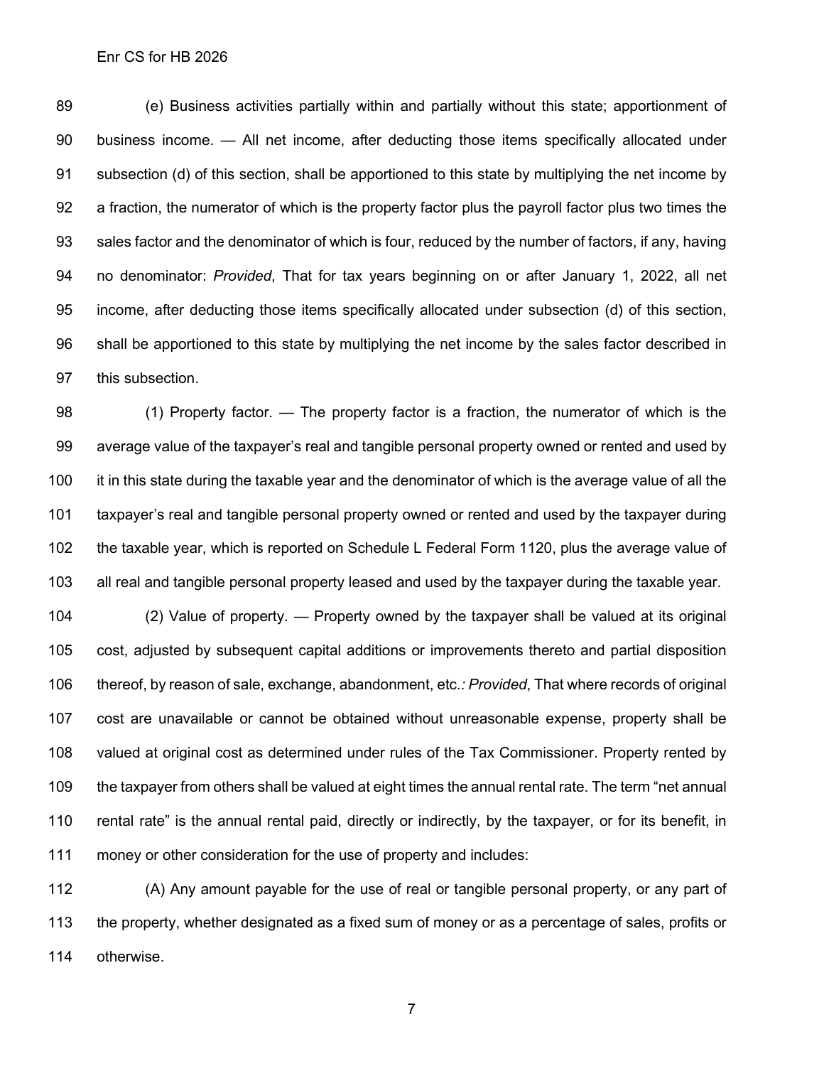(e) Business activities partially within and partially without this state; apportionment of business income. — All net income, after deducting those items specifically allocated under subsection (d) of this section, shall be apportioned to this state by multiplying the net income by a fraction, the numerator of which is the property factor plus the payroll factor plus two times the sales factor and the denominator of which is four, reduced by the number of factors, if any, having no denominator: *Provided*, That for tax years beginning on or after January 1, 2022, all net income, after deducting those items specifically allocated under subsection (d) of this section, shall be apportioned to this state by multiplying the net income by the sales factor described in this subsection.

(1) Property factor. — The property factor is a fraction, the numerator of which is the average value of the taxpayer's real and tangible personal property owned or rented and used by it in this state during the taxable year and the denominator of which is the average value of all the taxpayer's real and tangible personal property owned or rented and used by the taxpayer during the taxable year, which is reported on Schedule L Federal Form 1120, plus the average value of all real and tangible personal property leased and used by the taxpayer during the taxable year.

(2) Value of property. — Property owned by the taxpayer shall be valued at its original cost, adjusted by subsequent capital additions or improvements thereto and partial disposition thereof, by reason of sale, exchange, abandonment, etc.*: Provided*, That where records of original cost are unavailable or cannot be obtained without unreasonable expense, property shall be valued at original cost as determined under rules of the Tax Commissioner. Property rented by the taxpayer from others shall be valued at eight times the annual rental rate. The term "net annual rental rate" is the annual rental paid, directly or indirectly, by the taxpayer, or for its benefit, in money or other consideration for the use of property and includes:

(A) Any amount payable for the use of real or tangible personal property, or any part of the property, whether designated as a fixed sum of money or as a percentage of sales, profits or otherwise.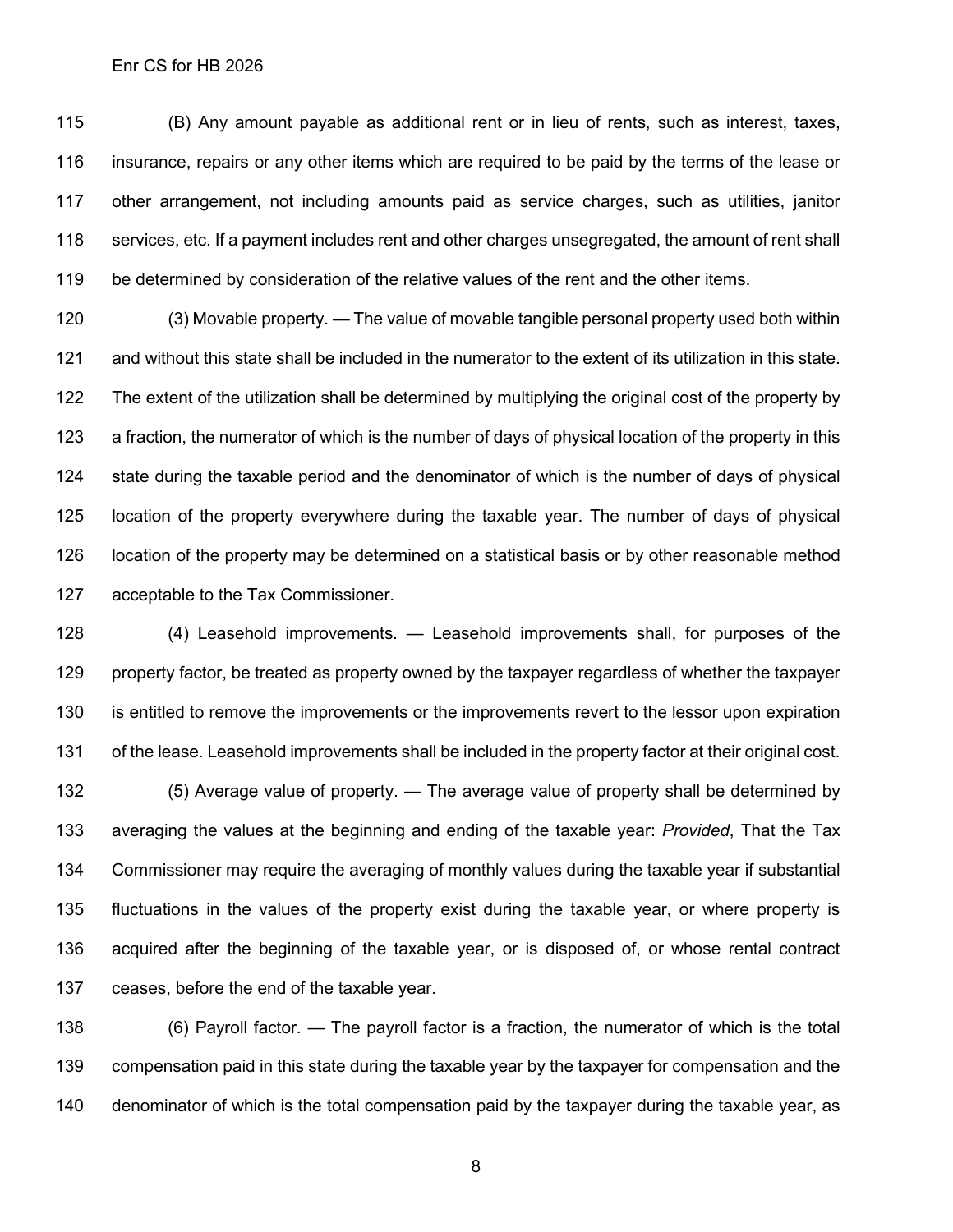(B) Any amount payable as additional rent or in lieu of rents, such as interest, taxes, insurance, repairs or any other items which are required to be paid by the terms of the lease or other arrangement, not including amounts paid as service charges, such as utilities, janitor services, etc. If a payment includes rent and other charges unsegregated, the amount of rent shall be determined by consideration of the relative values of the rent and the other items.

(3) Movable property. — The value of movable tangible personal property used both within and without this state shall be included in the numerator to the extent of its utilization in this state. The extent of the utilization shall be determined by multiplying the original cost of the property by a fraction, the numerator of which is the number of days of physical location of the property in this state during the taxable period and the denominator of which is the number of days of physical location of the property everywhere during the taxable year. The number of days of physical location of the property may be determined on a statistical basis or by other reasonable method acceptable to the Tax Commissioner.

(4) Leasehold improvements. — Leasehold improvements shall, for purposes of the property factor, be treated as property owned by the taxpayer regardless of whether the taxpayer is entitled to remove the improvements or the improvements revert to the lessor upon expiration of the lease. Leasehold improvements shall be included in the property factor at their original cost.

(5) Average value of property. — The average value of property shall be determined by averaging the values at the beginning and ending of the taxable year: *Provided*, That the Tax Commissioner may require the averaging of monthly values during the taxable year if substantial fluctuations in the values of the property exist during the taxable year, or where property is acquired after the beginning of the taxable year, or is disposed of, or whose rental contract ceases, before the end of the taxable year.

(6) Payroll factor. — The payroll factor is a fraction, the numerator of which is the total compensation paid in this state during the taxable year by the taxpayer for compensation and the denominator of which is the total compensation paid by the taxpayer during the taxable year, as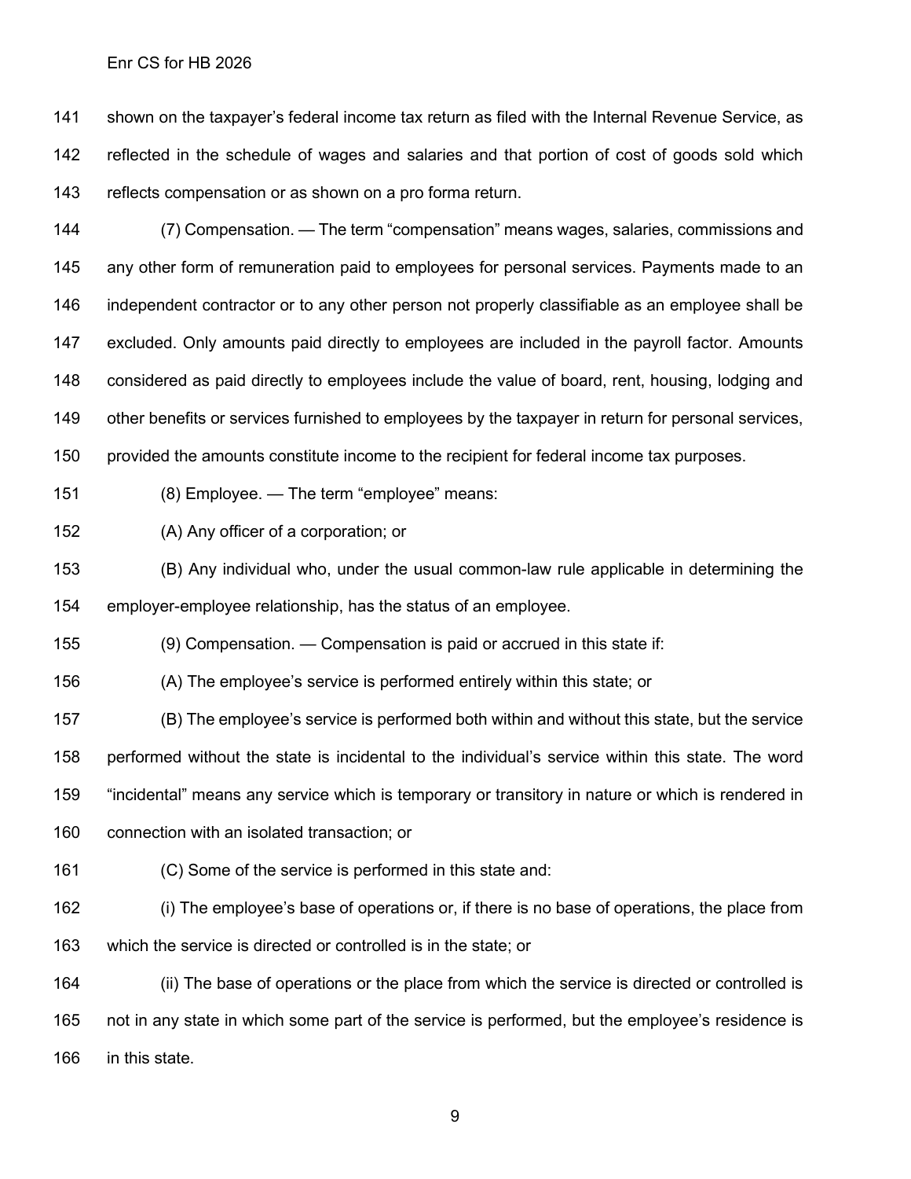shown on the taxpayer's federal income tax return as filed with the Internal Revenue Service, as reflected in the schedule of wages and salaries and that portion of cost of goods sold which reflects compensation or as shown on a pro forma return.

(7) Compensation. — The term "compensation" means wages, salaries, commissions and any other form of remuneration paid to employees for personal services. Payments made to an independent contractor or to any other person not properly classifiable as an employee shall be excluded. Only amounts paid directly to employees are included in the payroll factor. Amounts considered as paid directly to employees include the value of board, rent, housing, lodging and other benefits or services furnished to employees by the taxpayer in return for personal services, provided the amounts constitute income to the recipient for federal income tax purposes.

(8) Employee. — The term "employee" means:

(A) Any officer of a corporation; or

(B) Any individual who, under the usual common-law rule applicable in determining the employer-employee relationship, has the status of an employee.

(9) Compensation. — Compensation is paid or accrued in this state if:

(A) The employee's service is performed entirely within this state; or

(B) The employee's service is performed both within and without this state, but the service performed without the state is incidental to the individual's service within this state. The word "incidental" means any service which is temporary or transitory in nature or which is rendered in connection with an isolated transaction; or

(C) Some of the service is performed in this state and:

(i) The employee's base of operations or, if there is no base of operations, the place from which the service is directed or controlled is in the state; or

(ii) The base of operations or the place from which the service is directed or controlled is not in any state in which some part of the service is performed, but the employee's residence is in this state.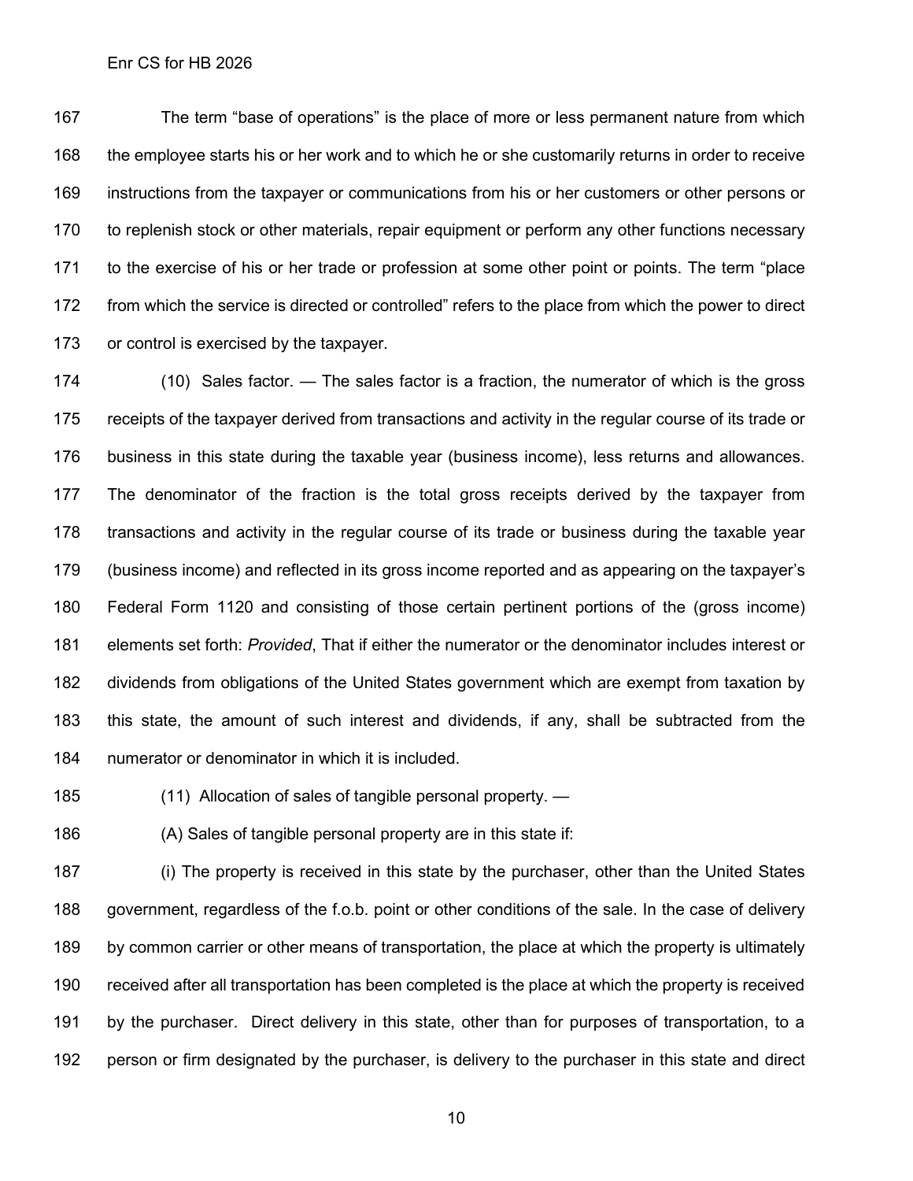The term "base of operations" is the place of more or less permanent nature from which the employee starts his or her work and to which he or she customarily returns in order to receive instructions from the taxpayer or communications from his or her customers or other persons or to replenish stock or other materials, repair equipment or perform any other functions necessary to the exercise of his or her trade or profession at some other point or points. The term "place from which the service is directed or controlled" refers to the place from which the power to direct or control is exercised by the taxpayer.

(10) Sales factor. — The sales factor is a fraction, the numerator of which is the gross receipts of the taxpayer derived from transactions and activity in the regular course of its trade or business in this state during the taxable year (business income), less returns and allowances. The denominator of the fraction is the total gross receipts derived by the taxpayer from transactions and activity in the regular course of its trade or business during the taxable year (business income) and reflected in its gross income reported and as appearing on the taxpayer's Federal Form 1120 and consisting of those certain pertinent portions of the (gross income) elements set forth: *Provided*, That if either the numerator or the denominator includes interest or dividends from obligations of the United States government which are exempt from taxation by this state, the amount of such interest and dividends, if any, shall be subtracted from the numerator or denominator in which it is included.

(11) Allocation of sales of tangible personal property. —

(A) Sales of tangible personal property are in this state if:

(i) The property is received in this state by the purchaser, other than the United States government, regardless of the f.o.b. point or other conditions of the sale. In the case of delivery by common carrier or other means of transportation, the place at which the property is ultimately received after all transportation has been completed is the place at which the property is received by the purchaser. Direct delivery in this state, other than for purposes of transportation, to a person or firm designated by the purchaser, is delivery to the purchaser in this state and direct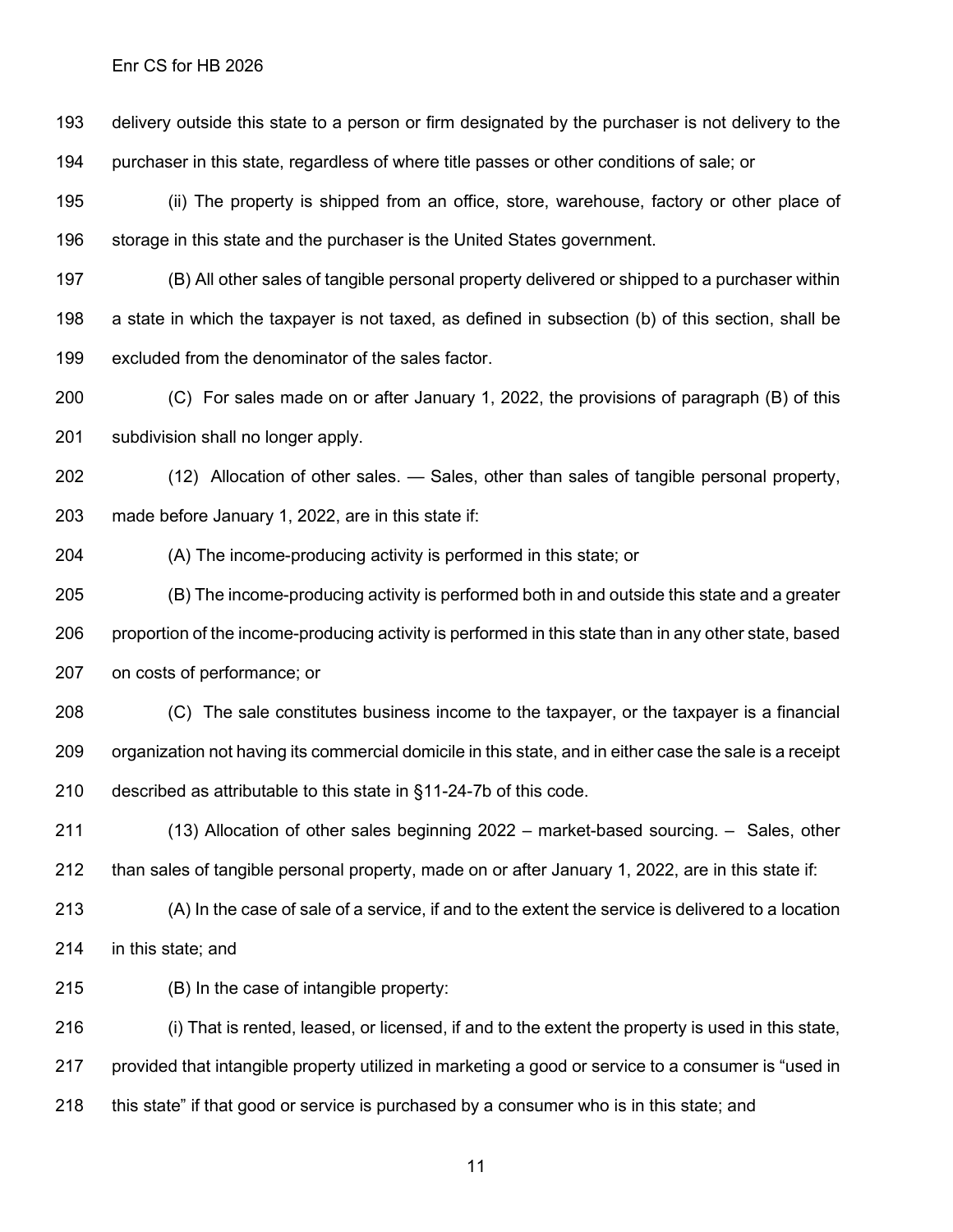delivery outside this state to a person or firm designated by the purchaser is not delivery to the purchaser in this state, regardless of where title passes or other conditions of sale; or

(ii) The property is shipped from an office, store, warehouse, factory or other place of storage in this state and the purchaser is the United States government.

(B) All other sales of tangible personal property delivered or shipped to a purchaser within a state in which the taxpayer is not taxed, as defined in subsection (b) of this section, shall be excluded from the denominator of the sales factor.

(C) For sales made on or after January 1, 2022, the provisions of paragraph (B) of this subdivision shall no longer apply.

(12) Allocation of other sales. — Sales, other than sales of tangible personal property, made before January 1, 2022, are in this state if:

(A) The income-producing activity is performed in this state; or

(B) The income-producing activity is performed both in and outside this state and a greater proportion of the income-producing activity is performed in this state than in any other state, based on costs of performance; or

(C) The sale constitutes business income to the taxpayer, or the taxpayer is a financial organization not having its commercial domicile in this state, and in either case the sale is a receipt described as attributable to this state in §11-24-7b of this code.

(13) Allocation of other sales beginning 2022 – market-based sourcing. – Sales, other than sales of tangible personal property, made on or after January 1, 2022, are in this state if:

(A) In the case of sale of a service, if and to the extent the service is delivered to a location in this state; and

(B) In the case of intangible property:

(i) That is rented, leased, or licensed, if and to the extent the property is used in this state, provided that intangible property utilized in marketing a good or service to a consumer is "used in this state" if that good or service is purchased by a consumer who is in this state; and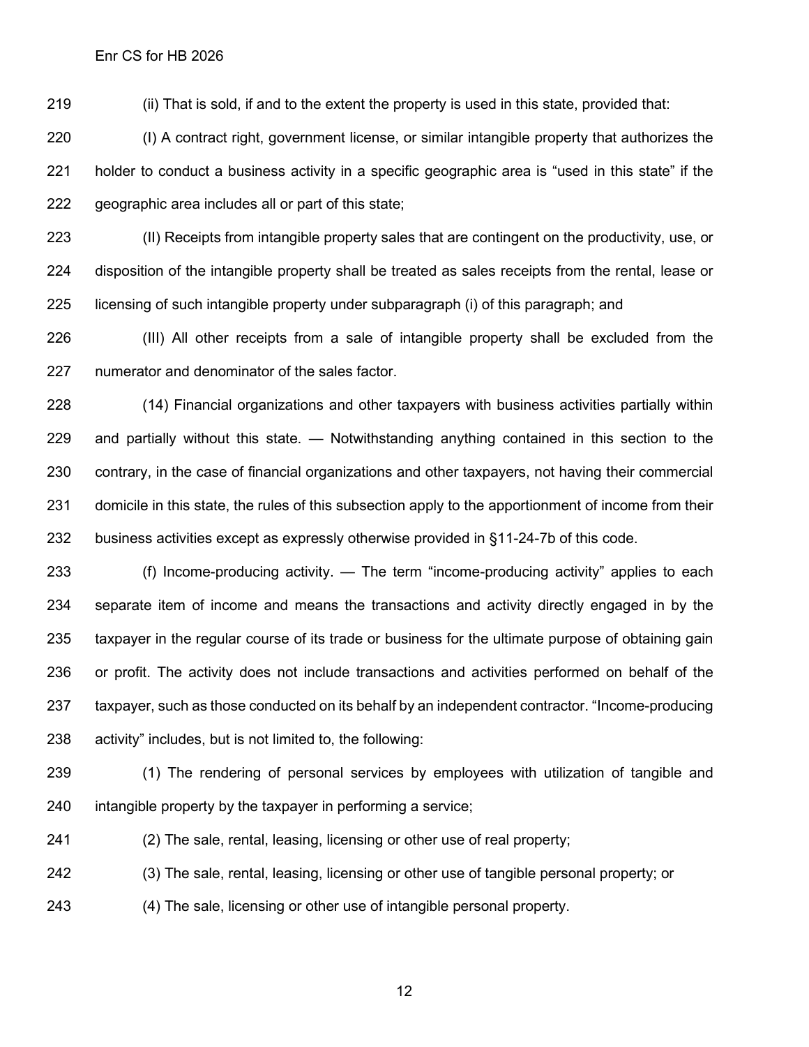(ii) That is sold, if and to the extent the property is used in this state, provided that:

(I) A contract right, government license, or similar intangible property that authorizes the holder to conduct a business activity in a specific geographic area is "used in this state" if the geographic area includes all or part of this state;

(II) Receipts from intangible property sales that are contingent on the productivity, use, or disposition of the intangible property shall be treated as sales receipts from the rental, lease or licensing of such intangible property under subparagraph (i) of this paragraph; and

(III) All other receipts from a sale of intangible property shall be excluded from the numerator and denominator of the sales factor.

(14) Financial organizations and other taxpayers with business activities partially within and partially without this state. — Notwithstanding anything contained in this section to the contrary, in the case of financial organizations and other taxpayers, not having their commercial domicile in this state, the rules of this subsection apply to the apportionment of income from their business activities except as expressly otherwise provided in §11-24-7b of this code.

(f) Income-producing activity. — The term "income-producing activity" applies to each separate item of income and means the transactions and activity directly engaged in by the taxpayer in the regular course of its trade or business for the ultimate purpose of obtaining gain or profit. The activity does not include transactions and activities performed on behalf of the taxpayer, such as those conducted on its behalf by an independent contractor. "Income-producing activity" includes, but is not limited to, the following:

(1) The rendering of personal services by employees with utilization of tangible and intangible property by the taxpayer in performing a service;

(2) The sale, rental, leasing, licensing or other use of real property;

(3) The sale, rental, leasing, licensing or other use of tangible personal property; or

(4) The sale, licensing or other use of intangible personal property.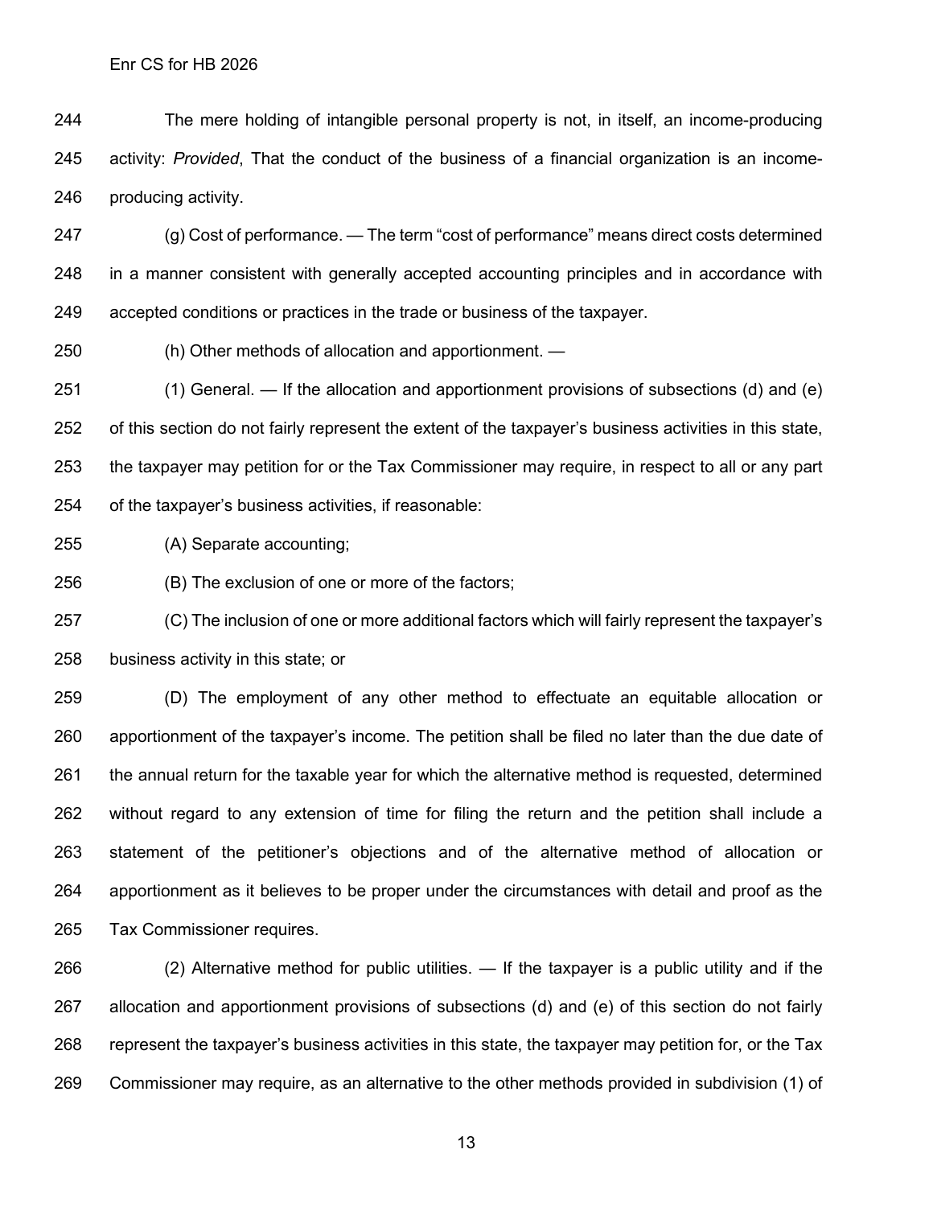The mere holding of intangible personal property is not, in itself, an income-producing activity: *Provided*, That the conduct of the business of a financial organization is an income-producing activity.

(g) Cost of performance. — The term "cost of performance" means direct costs determined in a manner consistent with generally accepted accounting principles and in accordance with accepted conditions or practices in the trade or business of the taxpayer.

(h) Other methods of allocation and apportionment. —

(1) General. — If the allocation and apportionment provisions of subsections (d) and (e) of this section do not fairly represent the extent of the taxpayer's business activities in this state, the taxpayer may petition for or the Tax Commissioner may require, in respect to all or any part of the taxpayer's business activities, if reasonable:

(A) Separate accounting;

(B) The exclusion of one or more of the factors;

(C) The inclusion of one or more additional factors which will fairly represent the taxpayer's business activity in this state; or

(D) The employment of any other method to effectuate an equitable allocation or apportionment of the taxpayer's income. The petition shall be filed no later than the due date of the annual return for the taxable year for which the alternative method is requested, determined without regard to any extension of time for filing the return and the petition shall include a statement of the petitioner's objections and of the alternative method of allocation or apportionment as it believes to be proper under the circumstances with detail and proof as the Tax Commissioner requires.

(2) Alternative method for public utilities. — If the taxpayer is a public utility and if the allocation and apportionment provisions of subsections (d) and (e) of this section do not fairly represent the taxpayer's business activities in this state, the taxpayer may petition for, or the Tax Commissioner may require, as an alternative to the other methods provided in subdivision (1) of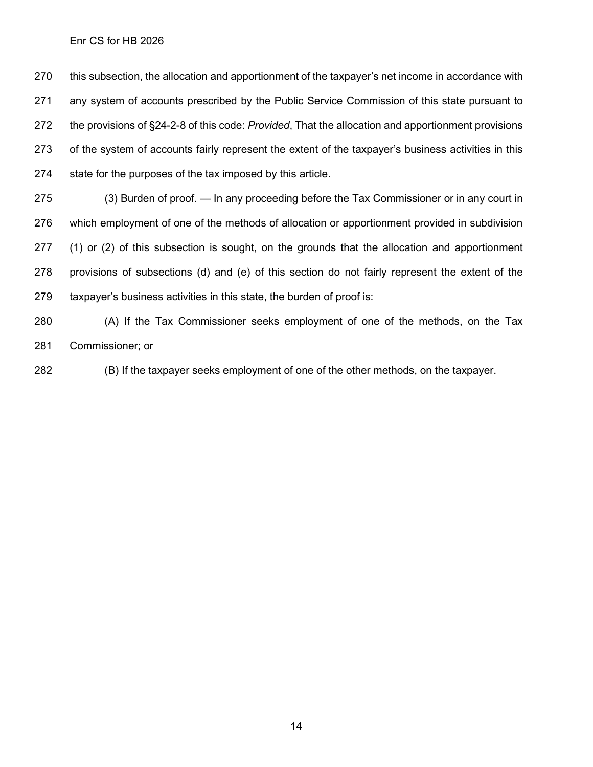this subsection, the allocation and apportionment of the taxpayer's net income in accordance with any system of accounts prescribed by the Public Service Commission of this state pursuant to the provisions of §24-2-8 of this code: *Provided*, That the allocation and apportionment provisions of the system of accounts fairly represent the extent of the taxpayer's business activities in this state for the purposes of the tax imposed by this article.

(3) Burden of proof. — In any proceeding before the Tax Commissioner or in any court in which employment of one of the methods of allocation or apportionment provided in subdivision (1) or (2) of this subsection is sought, on the grounds that the allocation and apportionment provisions of subsections (d) and (e) of this section do not fairly represent the extent of the taxpayer's business activities in this state, the burden of proof is:

(A) If the Tax Commissioner seeks employment of one of the methods, on the Tax Commissioner; or

(B) If the taxpayer seeks employment of one of the other methods, on the taxpayer.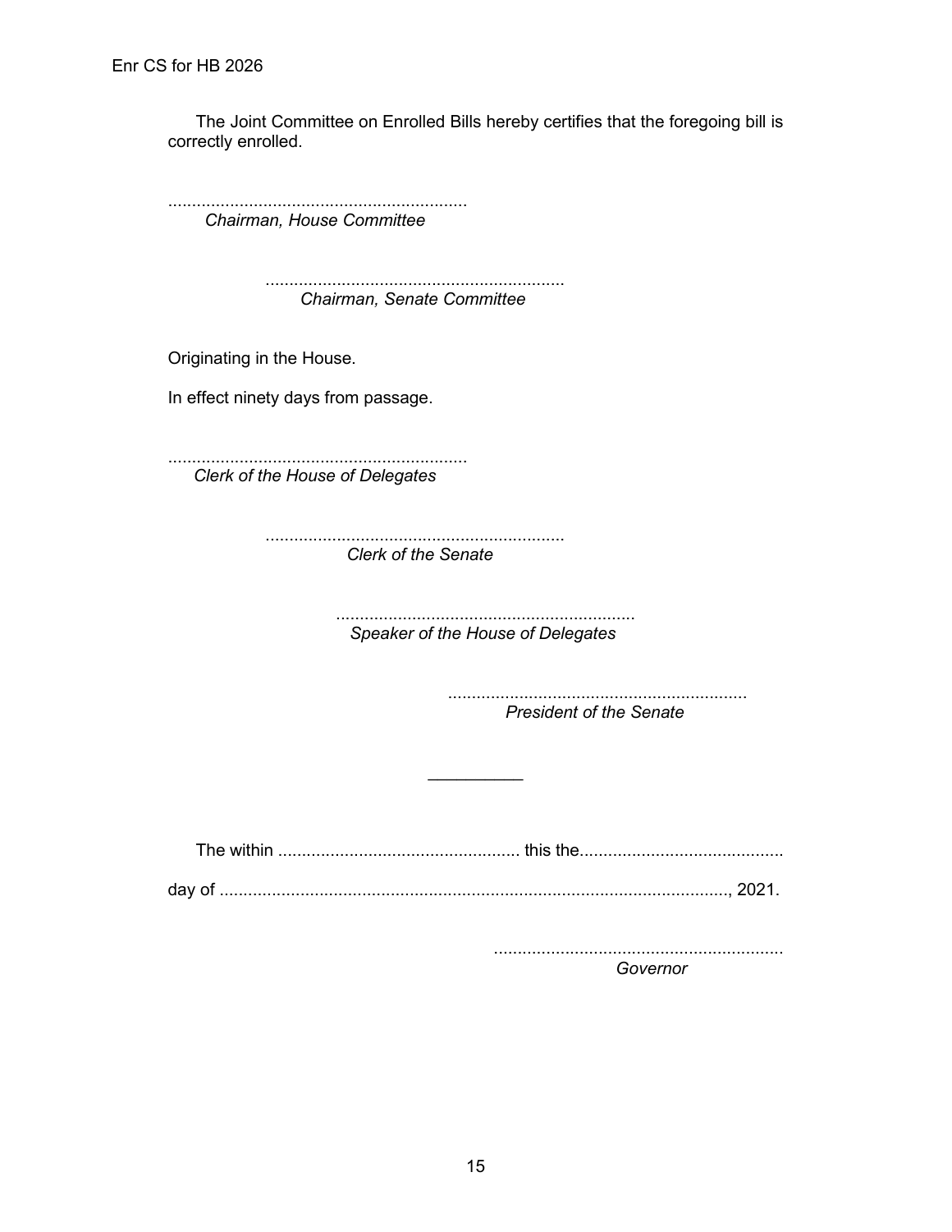The Joint Committee on Enrolled Bills hereby certifies that the foregoing bill is correctly enrolled.

...............................................................
*Chairman, House Committee*

...............................................................
*Chairman, Senate Committee*

Originating in the House.

In effect ninety days from passage.

...............................................................
*Clerk of the House of Delegates*

...............................................................
*Clerk of the Senate*

...............................................................
*Speaker of the House of Delegates*

...............................................................
*President of the Senate*

__________

The within .................................................. this the...........................................

day of ..........................................................................................................., 2021.

.............................................................
*Governor*